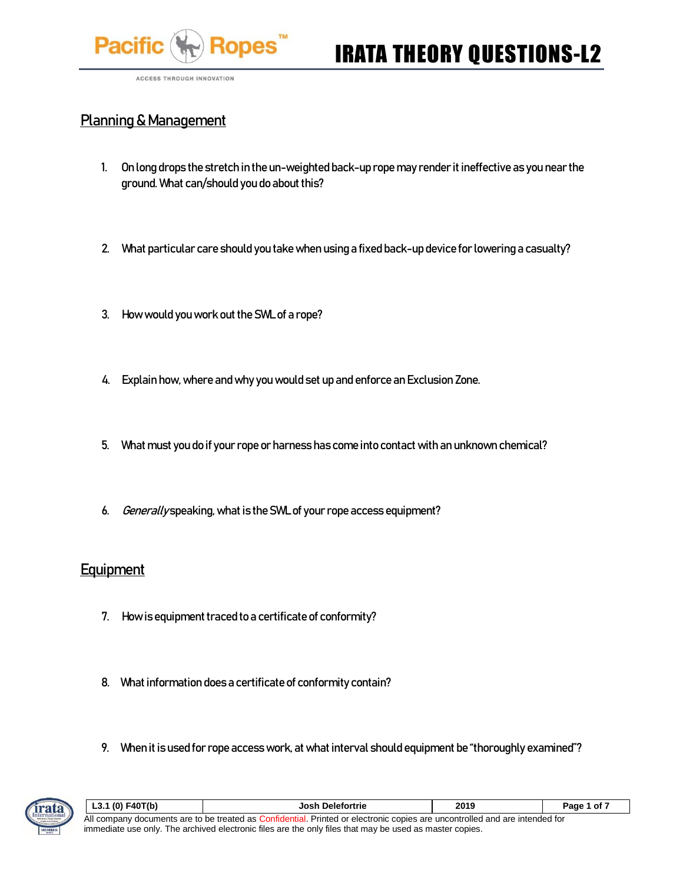# IRATA THEORY QUESTIONS-L2

## Planning & Management

1. On long drops the stretch in the un-weighted back-up rope may render it ineffective as you near the ground. What can/should you do about this?

2. What particular care should you take when using a fixed back-up device for lowering a casualty?

3. How would you work out the SWL of a rope?

4. Explain how, where and why you would set up and enforce an Exclusion Zone.

5. What must you do if your rope or harness has come into contact with an unknown chemical?

6. *Generally* speaking, what is the SWL of your rope access equipment?

## Equipment

7. How is equipment traced to a certificate of conformity?

8. What information does a certificate of conformity contain?

9. When it is used for rope access work, at what interval should equipment be "thoroughly examined"?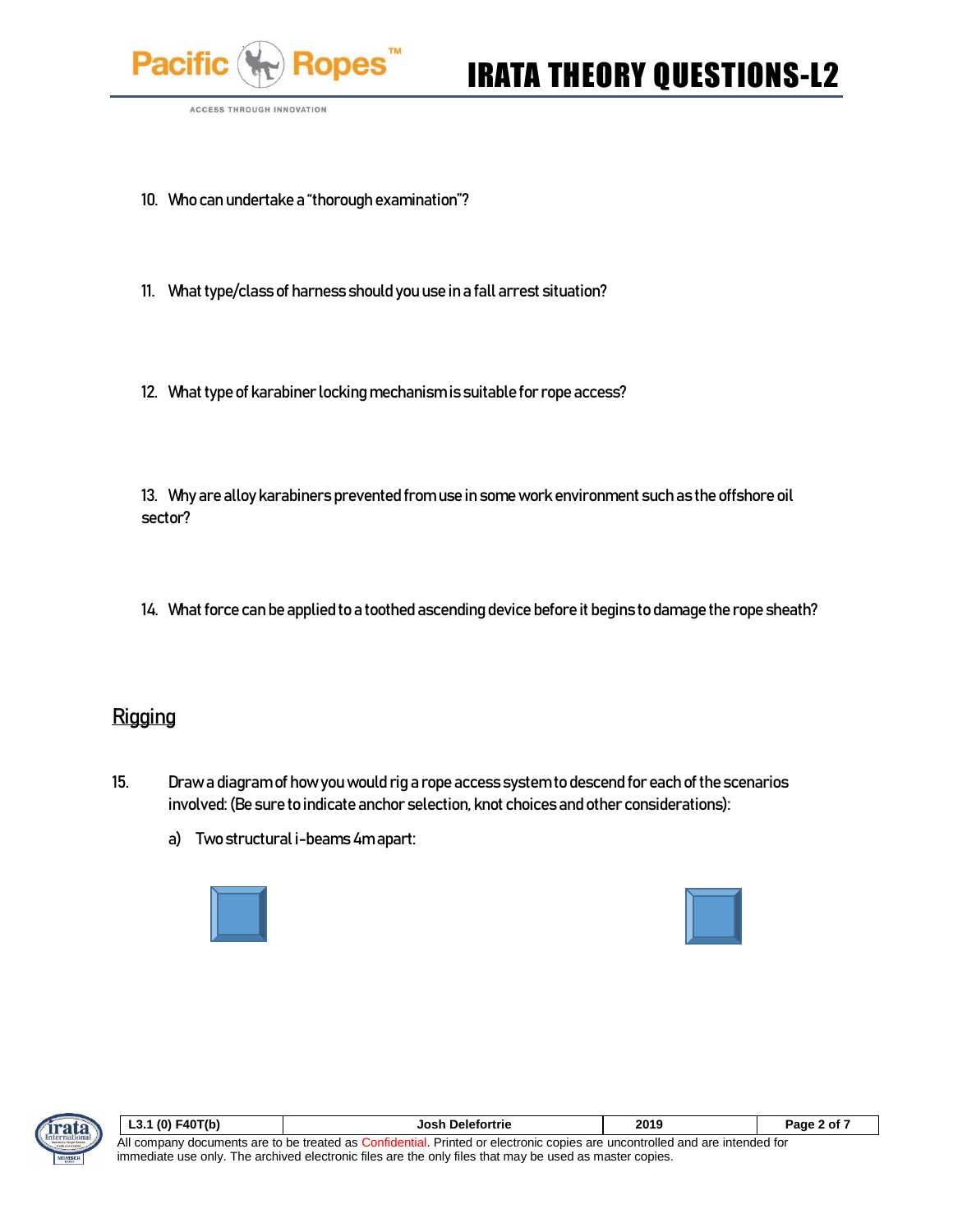10. Who can undertake a "thorough examination"?

11. What type/class of harness should you use in a fall arrest situation?

12. What type of karabiner locking mechanism is suitable for rope access?

13. Why are alloy karabiners prevented from use in some work environment such as the offshore oil sector?

14. What force can be applied to a toothed ascending device before it begins to damage the rope sheath?

## Rigging

15. Draw a diagram of how you would rig a rope access system to descend for each of the scenarios involved: (Be sure to indicate anchor selection, knot choices and other considerations):

    a) Two structural i-beams 4m apart: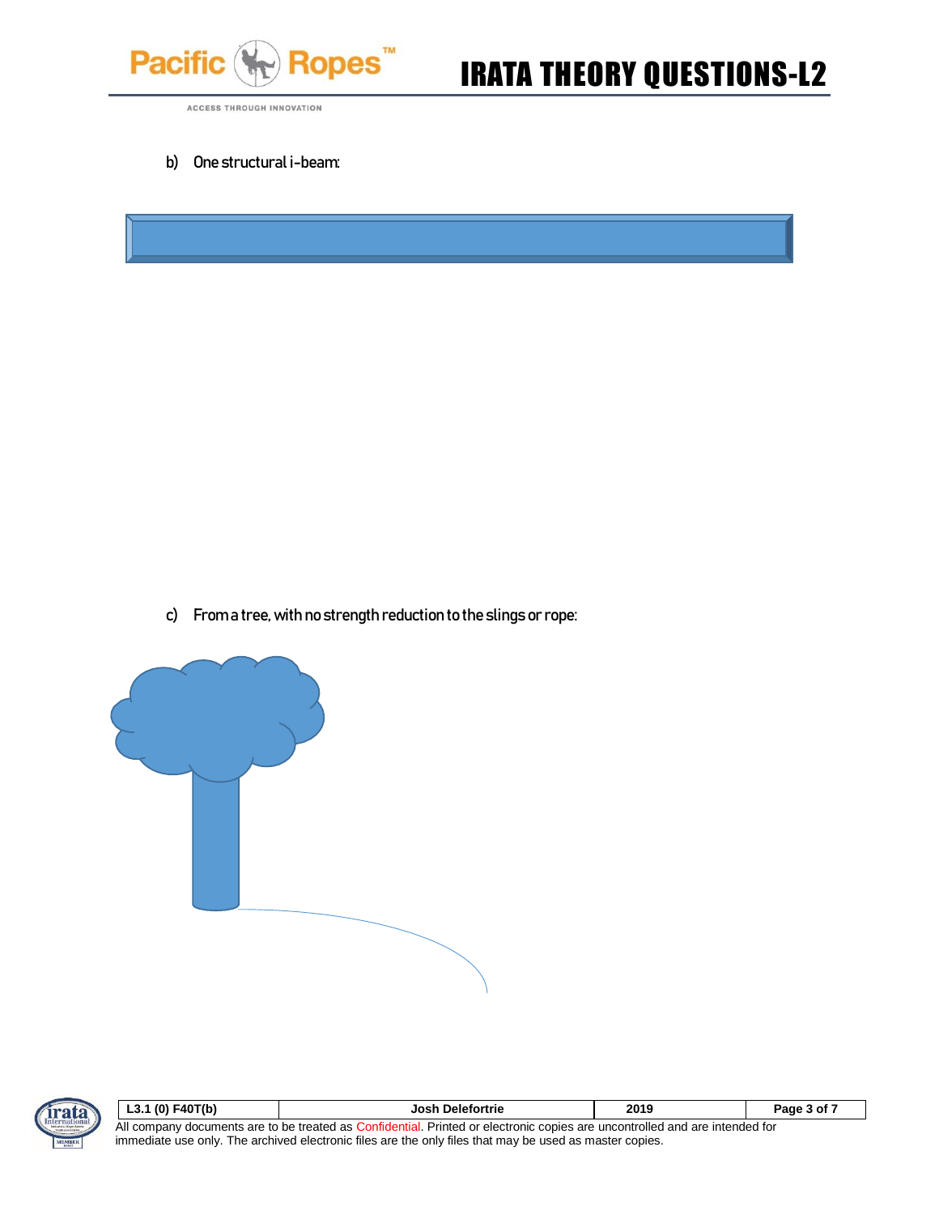b) One structural i-beam:

c) From a tree, with no strength reduction to the slings or rope: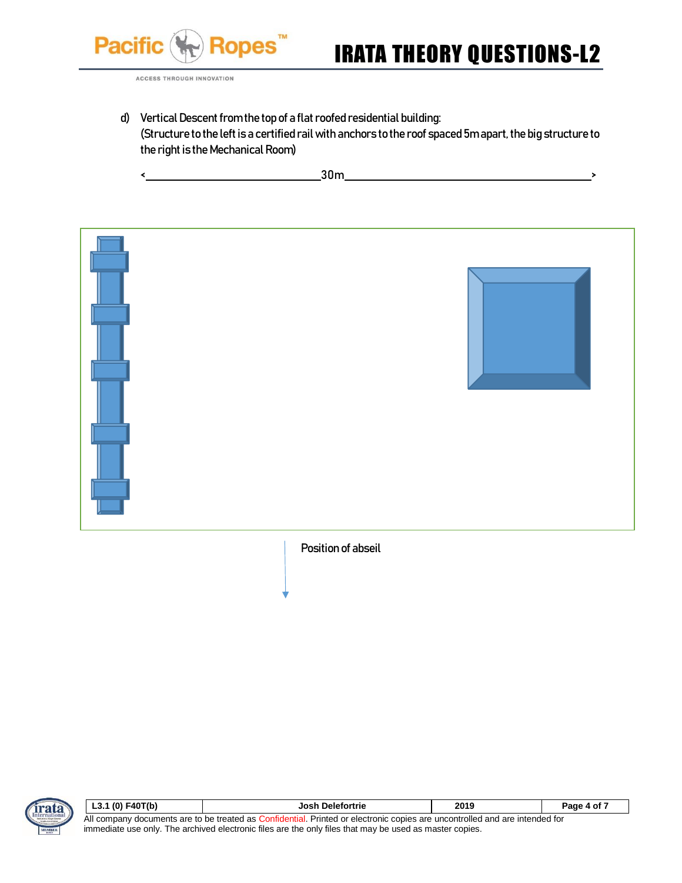d) Vertical Descent from the top of a flat roofed residential building:
(Structure to the left is a certified rail with anchors to the roof spaced 5m apart, the big structure to the right is the Mechanical Room)

< 30m >

Position of abseil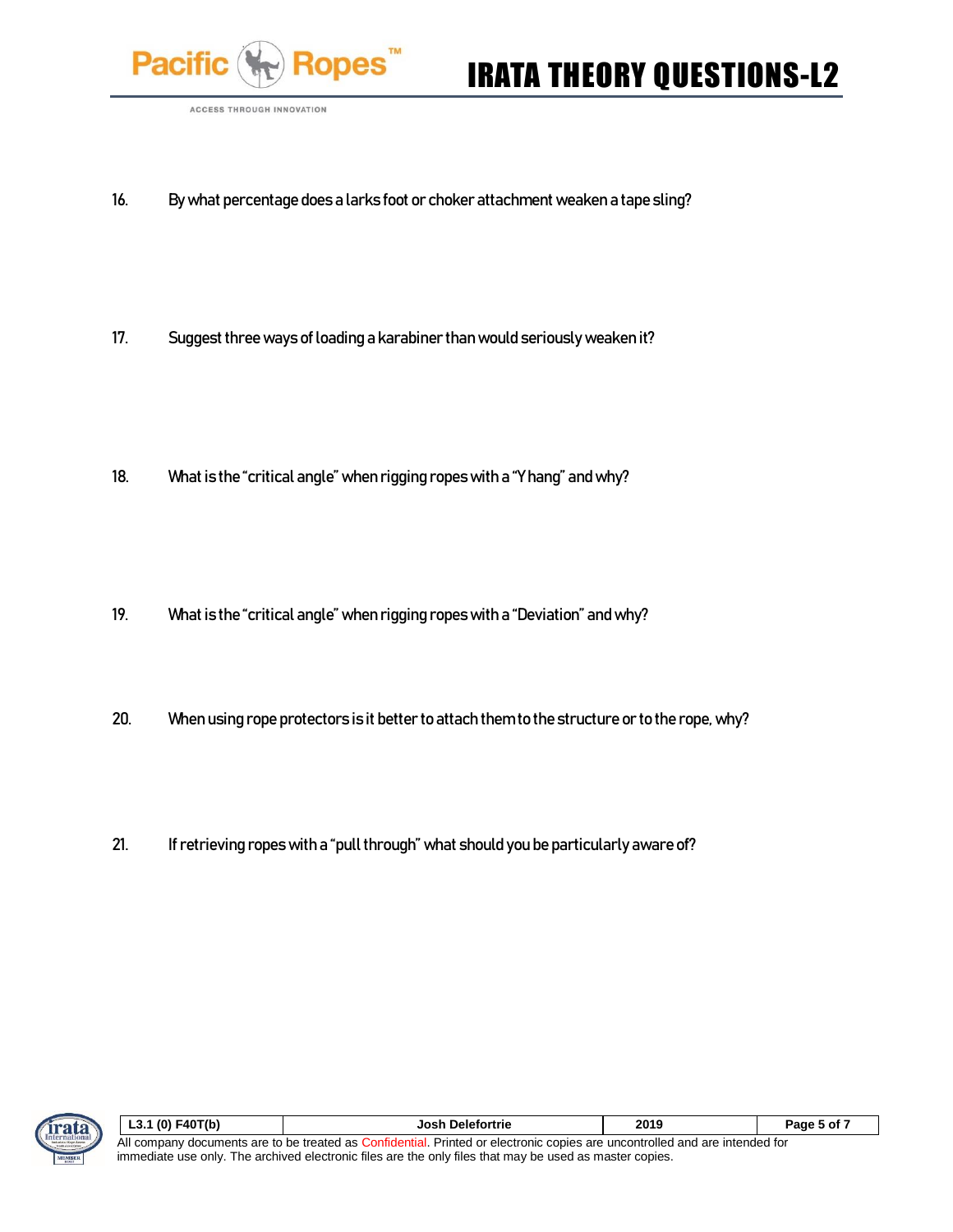16. By what percentage does a larks foot or choker attachment weaken a tape sling?

17. Suggest three ways of loading a karabiner than would seriously weaken it?

18. What is the “critical angle” when rigging ropes with a “Y hang” and why?

19. What is the “critical angle” when rigging ropes with a “Deviation” and why?

20. When using rope protectors is it better to attach them to the structure or to the rope, why?

21. If retrieving ropes with a “pull through” what should you be particularly aware of?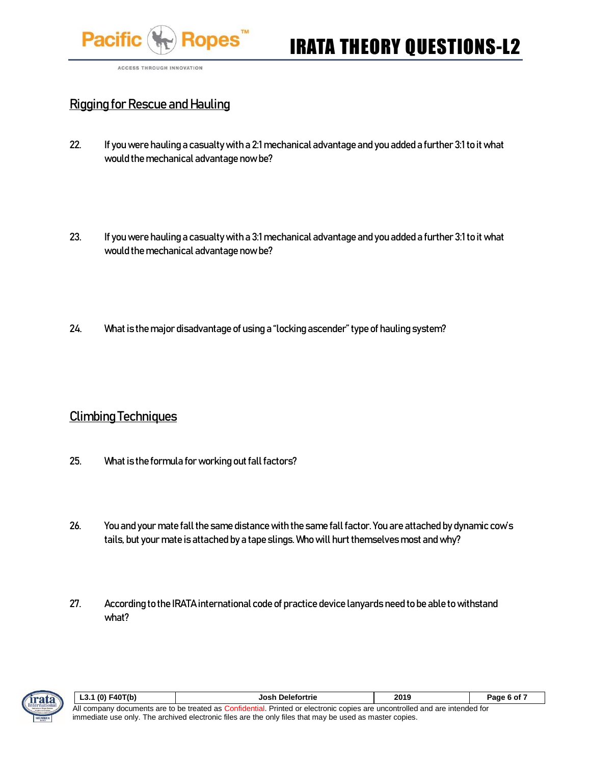## Rigging for Rescue and Hauling

22. If you were hauling a casualty with a 2:1 mechanical advantage and you added a further 3:1 to it what would the mechanical advantage now be?

23. If you were hauling a casualty with a 3:1 mechanical advantage and you added a further 3:1 to it what would the mechanical advantage now be?

24. What is the major disadvantage of using a "locking ascender" type of hauling system?

## Climbing Techniques

25. What is the formula for working out fall factors?

26. You and your mate fall the same distance with the same fall factor. You are attached by dynamic cow's tails, but your mate is attached by a tape slings. Who will hurt themselves most and why?

27. According to the IRATA international code of practice device lanyards need to be able to withstand what?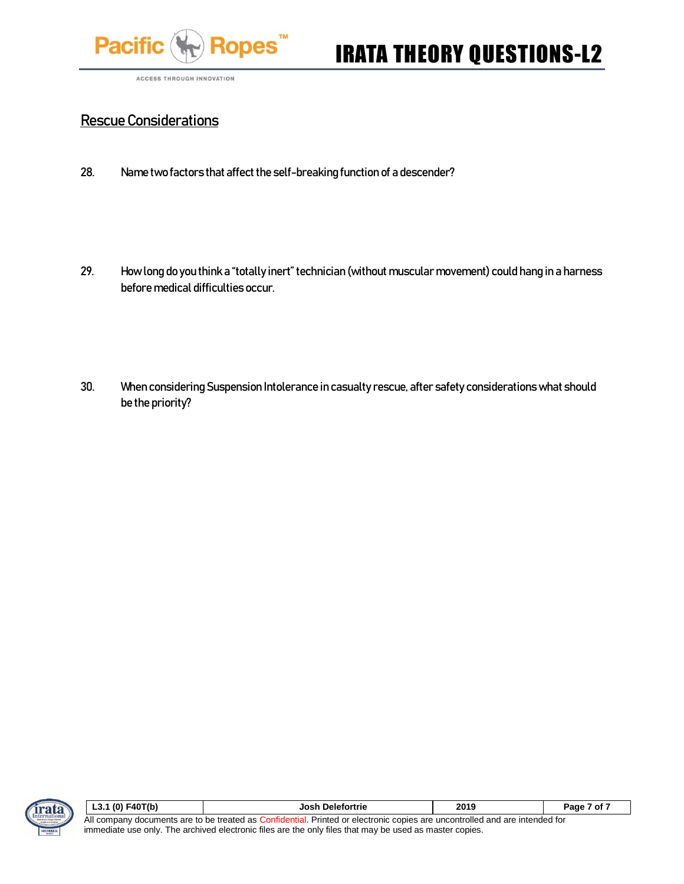## Rescue Considerations

28. Name two factors that affect the self-breaking function of a descender?

29. How long do you think a "totally inert" technician (without muscular movement) could hang in a harness before medical difficulties occur.

30. When considering Suspension Intolerance in casualty rescue, after safety considerations what should be the priority?